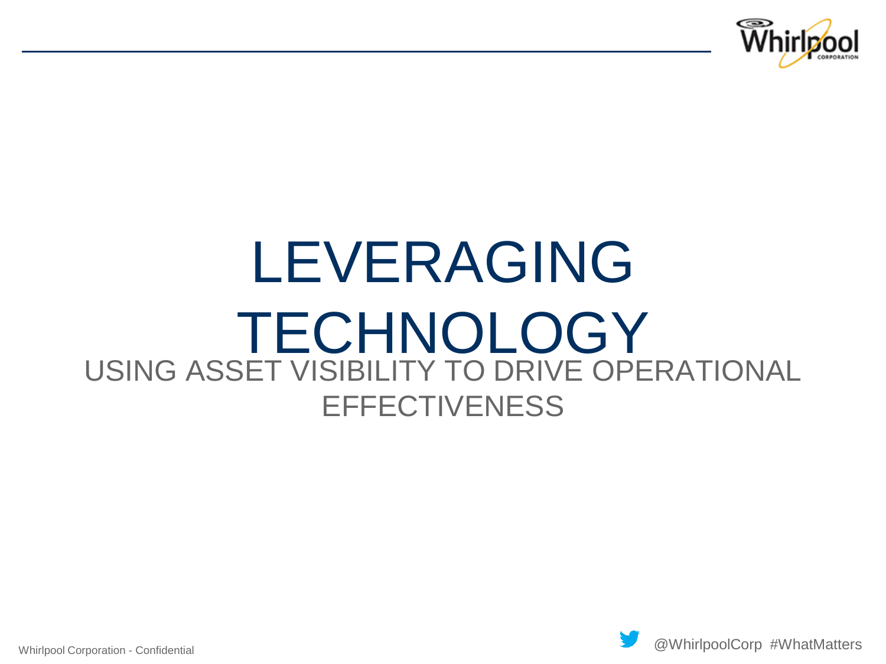# LEVERAGING TECHNOLOGY

## USING ASSET VISIBILITY TO DRIVE OPERATIONAL EFFECTIVENESS

Whirlpool Corporation - Confidential

@WhirlpoolCorp #WhatMatters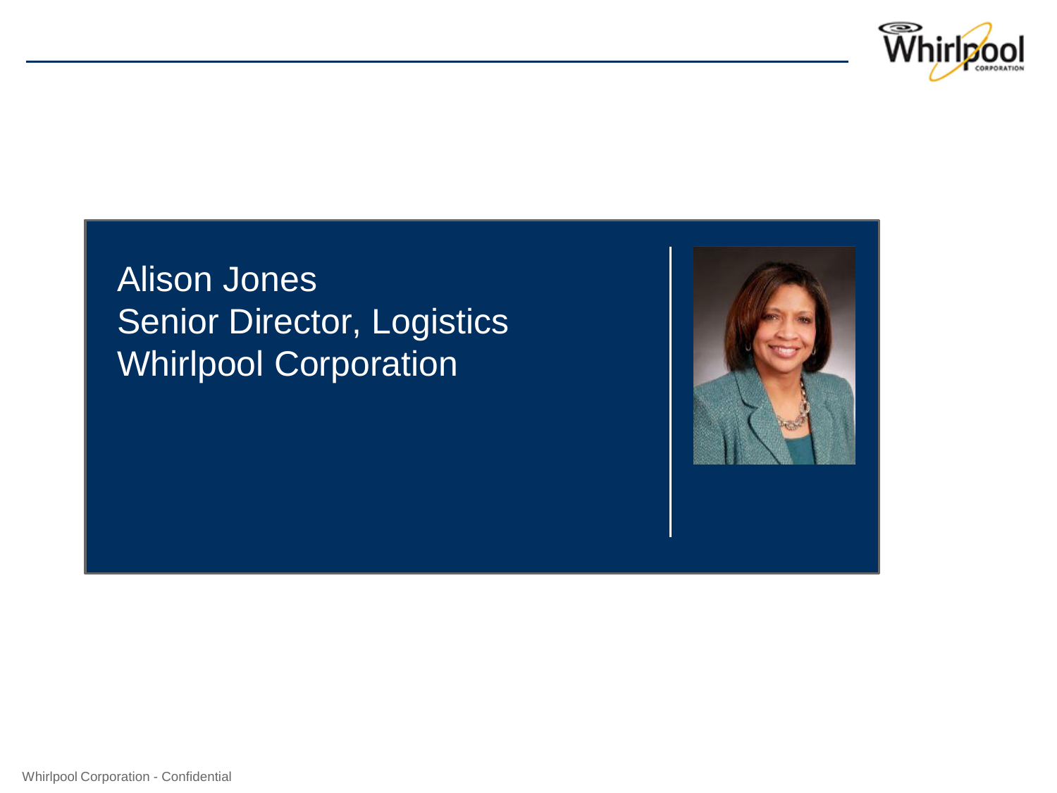Alison Jones
Senior Director, Logistics
Whirlpool Corporation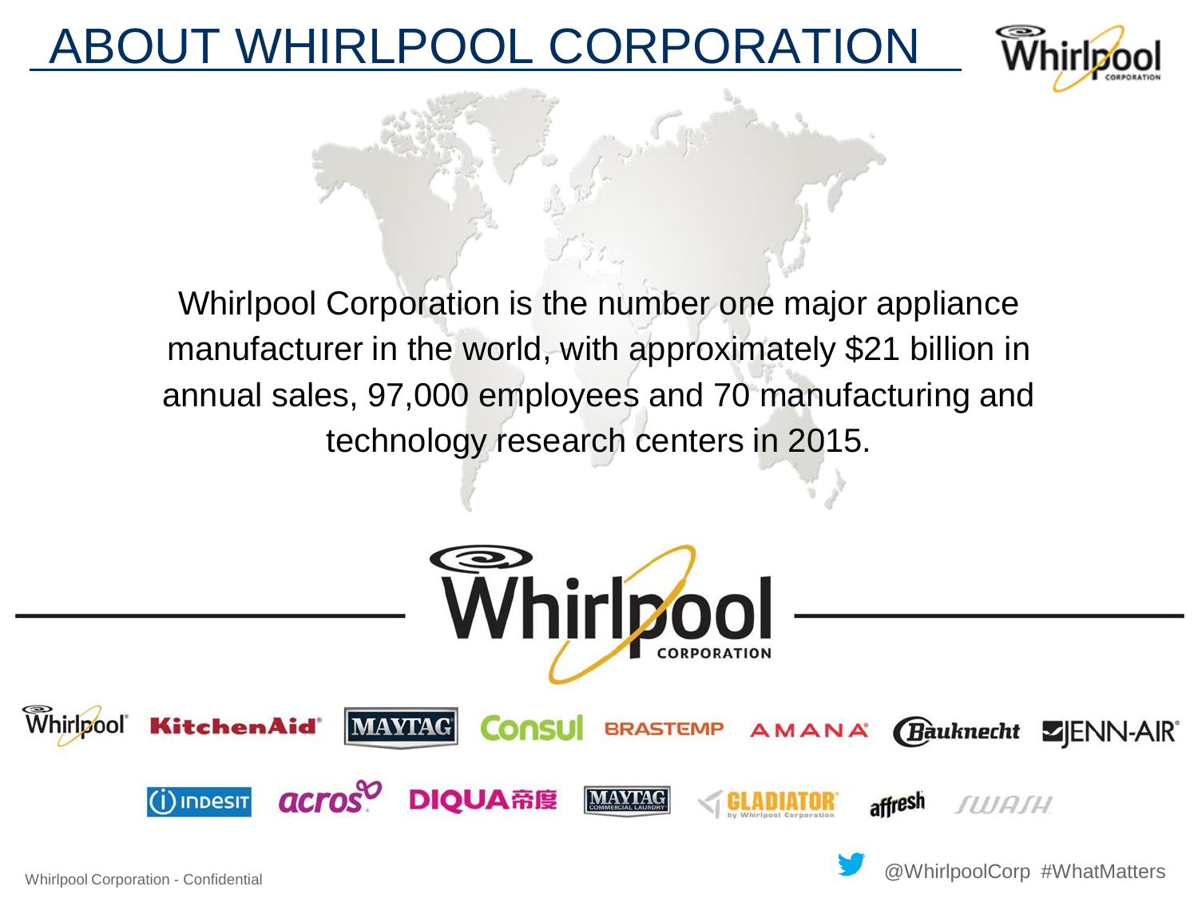# ABOUT WHIRLPOOL CORPORATION

Whirlpool Corporation is the number one major appliance manufacturer in the world, with approximately $21 billion in annual sales, 97,000 employees and 70 manufacturing and technology research centers in 2015.

Whirlpool Corporation - Confidential

@WhirlpoolCorp #WhatMatters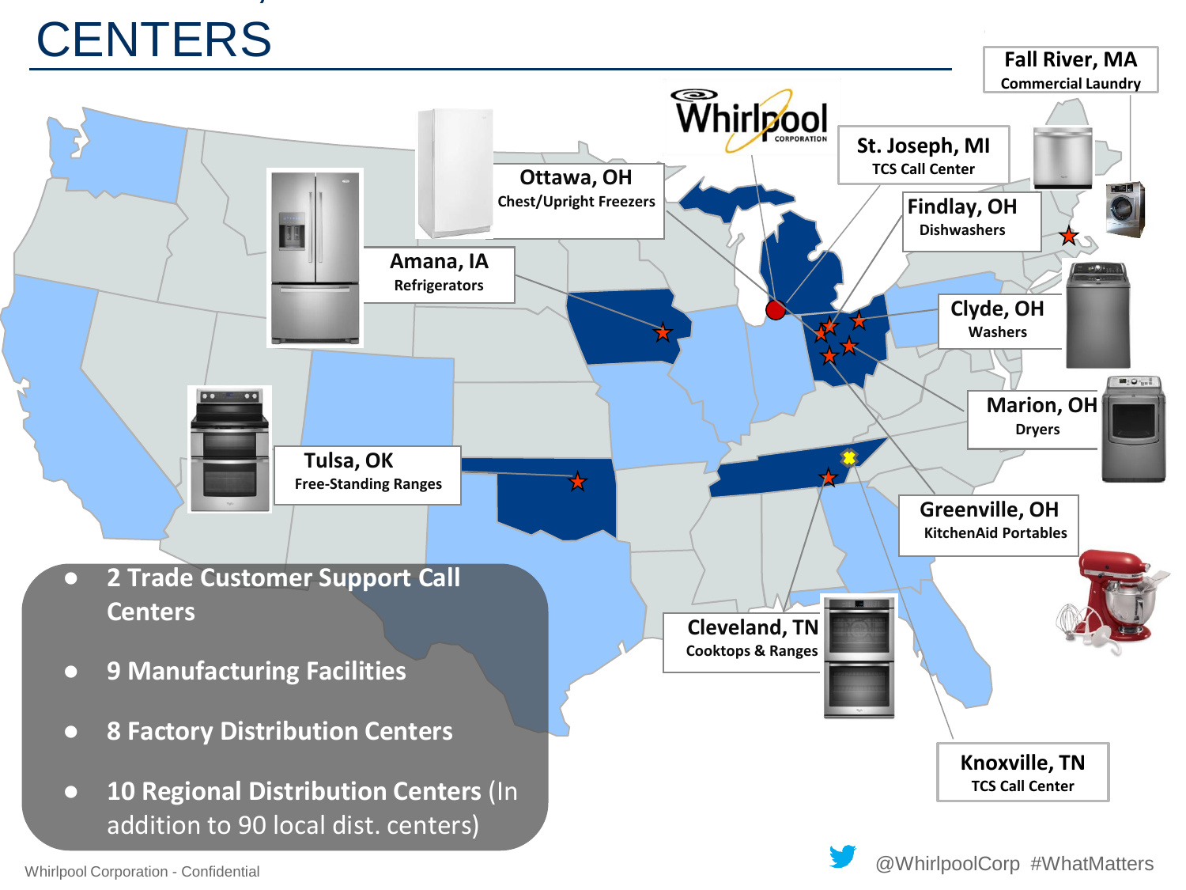# CENTERS

Fall River, MA
Commercial Laundry

St. Joseph, MI
TCS Call Center

Findlay, OH
Dishwashers

Ottawa, OH
Chest/Upright Freezers

Amana, IA
Refrigerators

Clyde, OH
Washers

Marion, OH
Dryers

Tulsa, OK
Free-Standing Ranges

Greenville, OH
KitchenAid Portables

Cleveland, TN
Cooktops & Ranges

Knoxville, TN
TCS Call Center

- **2 Trade Customer Support Call Centers**
- **9 Manufacturing Facilities**
- **8 Factory Distribution Centers**
- **10 Regional Distribution Centers** (In addition to 90 local dist. centers)

Whirlpool Corporation - Confidential

@WhirlpoolCorp #WhatMatters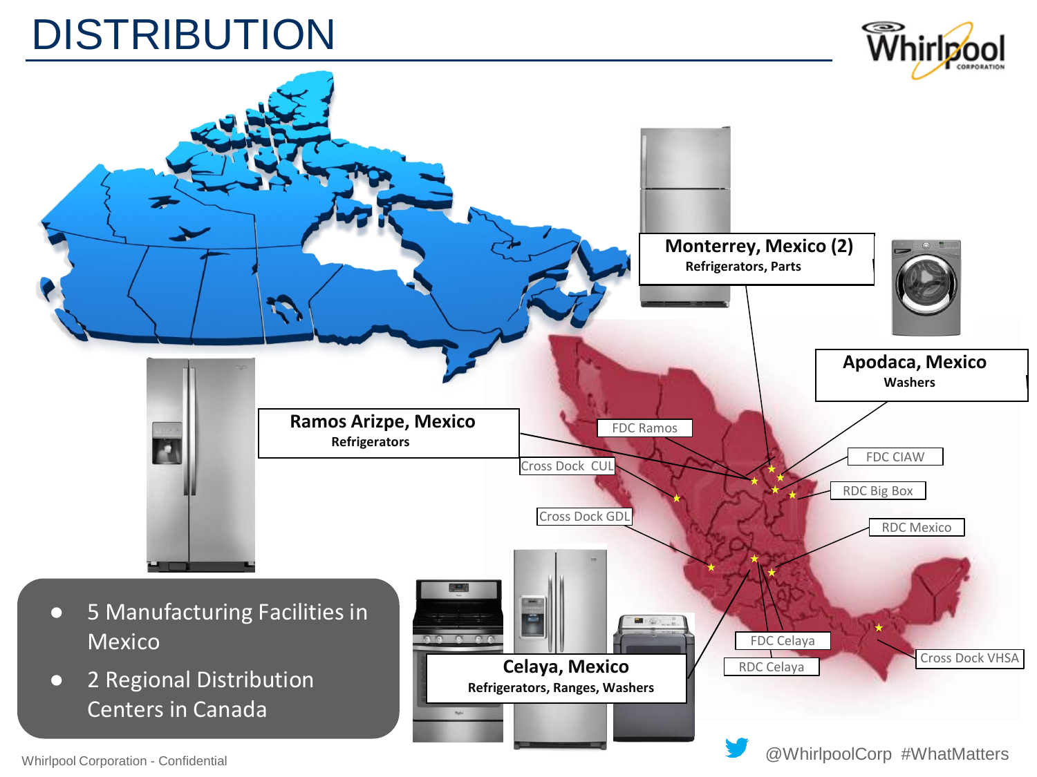# DISTRIBUTION

**Monterrey, Mexico (2)**
**Refrigerators, Parts**

**Apodaca, Mexico**
**Washers**

**Ramos Arizpe, Mexico**
**Refrigerators**

**Celaya, Mexico**
**Refrigerators, Ranges, Washers**

FDC Ramos

Cross Dock CUL

FDC CIAW

RDC Big Box

Cross Dock GDL

RDC Mexico

FDC Celaya

RDC Celaya

Cross Dock VHSA

- 5 Manufacturing Facilities in Mexico
- 2 Regional Distribution Centers in Canada

Whirlpool Corporation - Confidential

@WhirlpoolCorp #WhatMatters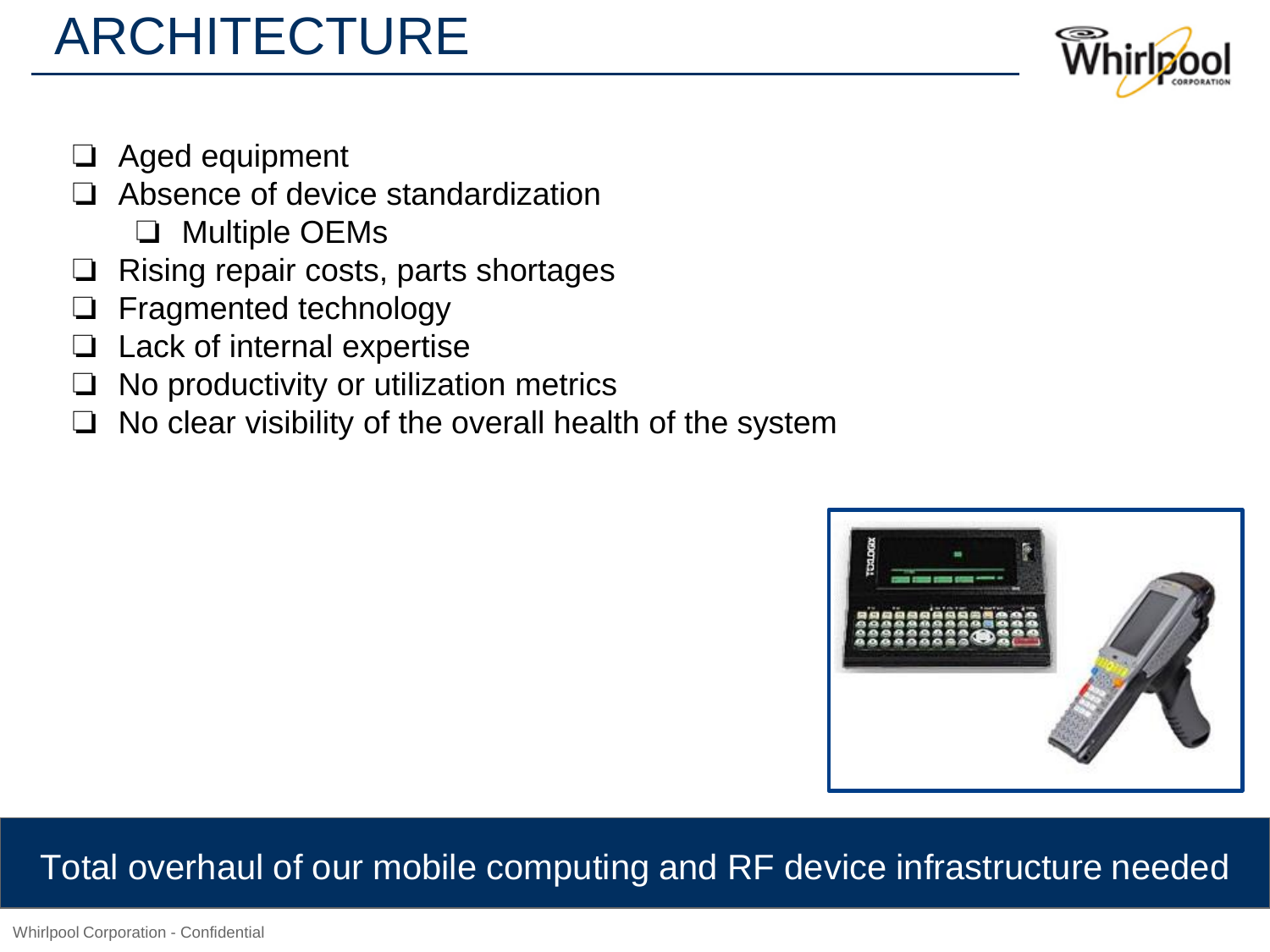# ARCHITECTURE

- Aged equipment
- Absence of device standardization
  - Multiple OEMs
- Rising repair costs, parts shortages
- Fragmented technology
- Lack of internal expertise
- No productivity or utilization metrics
- No clear visibility of the overall health of the system

Total overhaul of our mobile computing and RF device infrastructure needed

Whirlpool Corporation - Confidential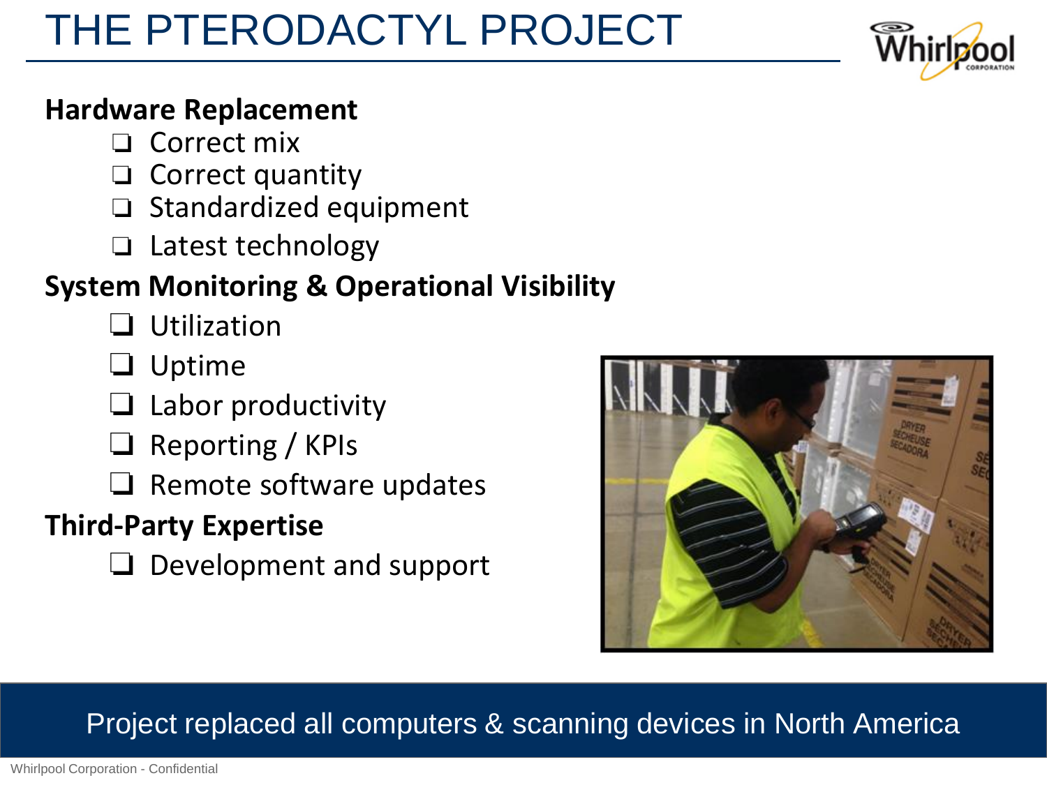# THE PTERODACTYL PROJECT

**Hardware Replacement**

- ❑ Correct mix
- ❑ Correct quantity
- ❑ Standardized equipment
- ❑ Latest technology

**System Monitoring & Operational Visibility**

- ❑ Utilization
- ❑ Uptime
- ❑ Labor productivity
- ❑ Reporting / KPIs
- ❑ Remote software updates

**Third-Party Expertise**

- ❑ Development and support

Project replaced all computers & scanning devices in North America

Whirlpool Corporation - Confidential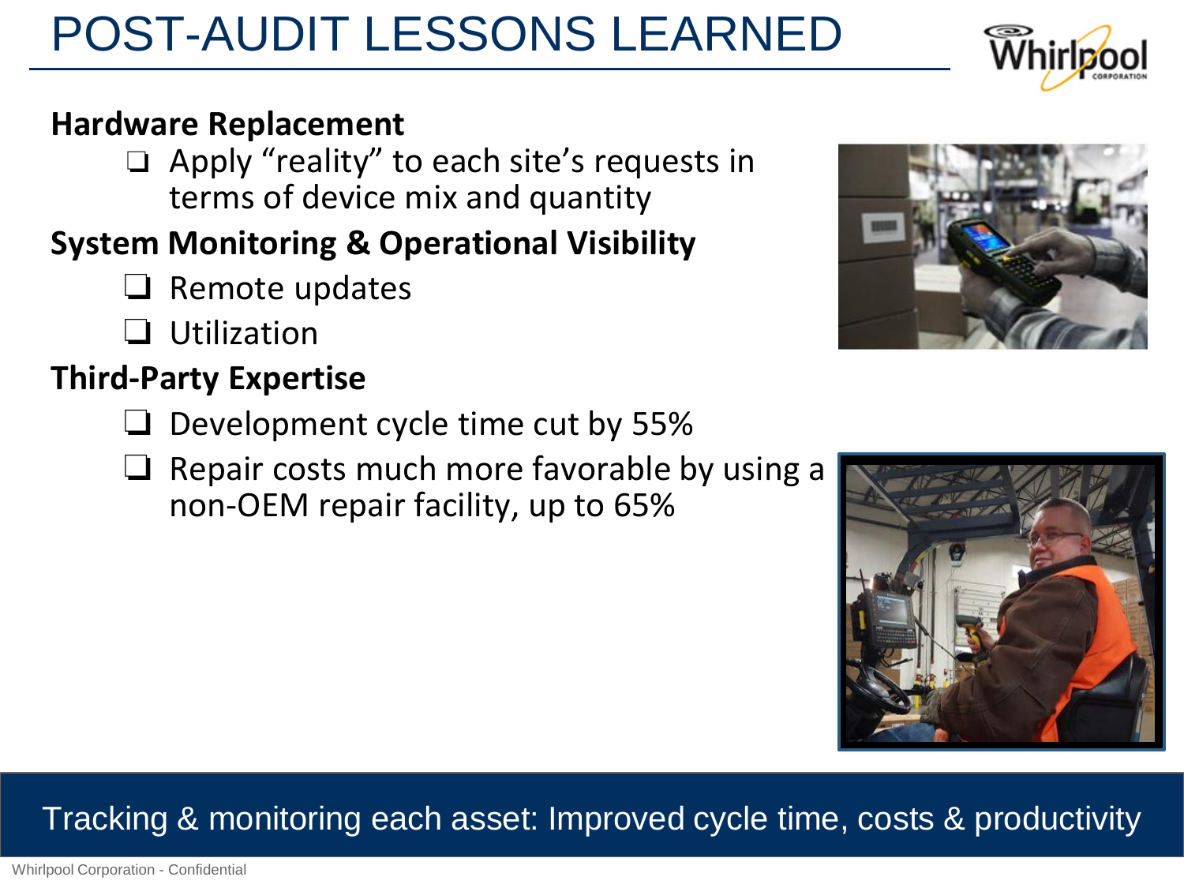# POST-AUDIT LESSONS LEARNED

**Hardware Replacement**

- Apply "reality" to each site's requests in terms of device mix and quantity

**System Monitoring & Operational Visibility**

- Remote updates
- Utilization

**Third-Party Expertise**

- Development cycle time cut by 55%
- Repair costs much more favorable by using a non-OEM repair facility, up to 65%

Tracking & monitoring each asset: Improved cycle time, costs & productivity

Whirlpool Corporation - Confidential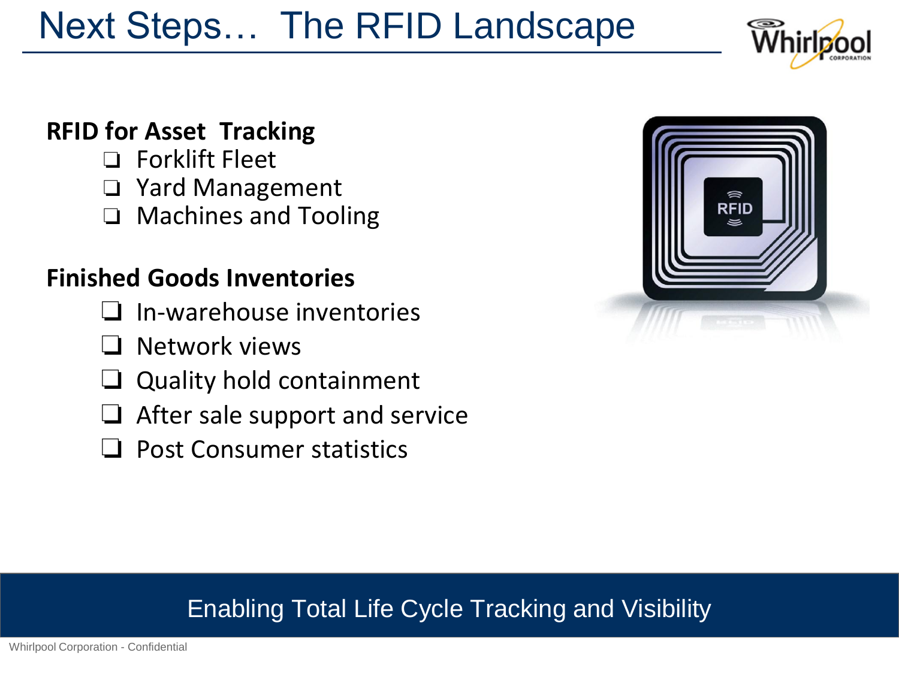# Next Steps… The RFID Landscape

**RFID for Asset Tracking**

- ❑ Forklift Fleet
- ❑ Yard Management
- ❑ Machines and Tooling

**Finished Goods Inventories**

- ❑ In-warehouse inventories
- ❑ Network views
- ❑ Quality hold containment
- ❑ After sale support and service
- ❑ Post Consumer statistics

Enabling Total Life Cycle Tracking and Visibility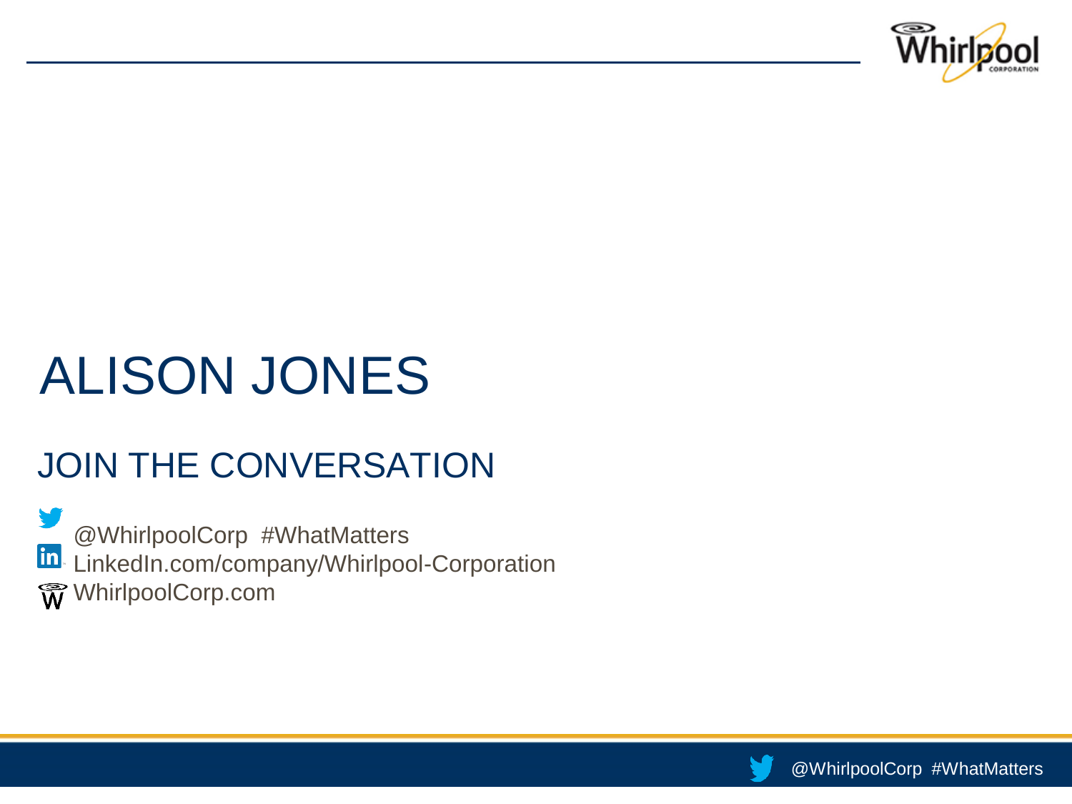# ALISON JONES

## JOIN THE CONVERSATION

@WhirlpoolCorp #WhatMatters
LinkedIn.com/company/Whirlpool-Corporation
WhirlpoolCorp.com